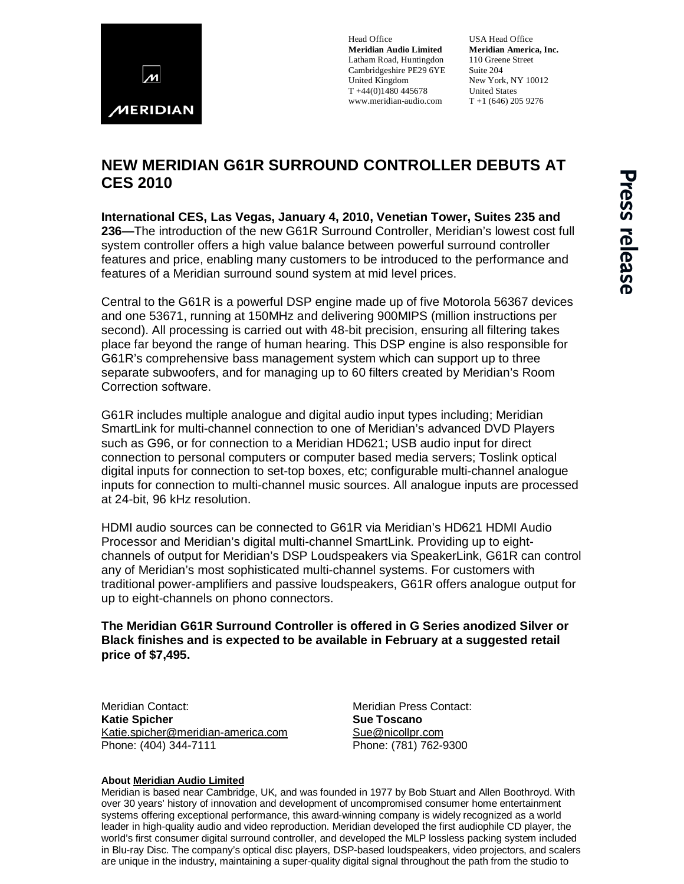MERIDIAN

Head Office
**Meridian Audio Limited**
Latham Road, Huntingdon
Cambridgeshire PE29 6YE
United Kingdom
T +44(0)1480 445678
www.meridian-audio.com

USA Head Office
**Meridian America, Inc.**
110 Greene Street
Suite 204
New York, NY 10012
United States
T +1 (646) 205 9276

Press release

# NEW MERIDIAN G61R SURROUND CONTROLLER DEBUTS AT CES 2010

**International CES, Las Vegas, January 4, 2010, Venetian Tower, Suites 235 and 236—**The introduction of the new G61R Surround Controller, Meridian's lowest cost full system controller offers a high value balance between powerful surround controller features and price, enabling many customers to be introduced to the performance and features of a Meridian surround sound system at mid level prices.

Central to the G61R is a powerful DSP engine made up of five Motorola 56367 devices and one 53671, running at 150MHz and delivering 900MIPS (million instructions per second). All processing is carried out with 48-bit precision, ensuring all filtering takes place far beyond the range of human hearing. This DSP engine is also responsible for G61R's comprehensive bass management system which can support up to three separate subwoofers, and for managing up to 60 filters created by Meridian's Room Correction software.

G61R includes multiple analogue and digital audio input types including; Meridian SmartLink for multi-channel connection to one of Meridian's advanced DVD Players such as G96, or for connection to a Meridian HD621; USB audio input for direct connection to personal computers or computer based media servers; Toslink optical digital inputs for connection to set-top boxes, etc; configurable multi-channel analogue inputs for connection to multi-channel music sources. All analogue inputs are processed at 24-bit, 96 kHz resolution.

HDMI audio sources can be connected to G61R via Meridian's HD621 HDMI Audio Processor and Meridian's digital multi-channel SmartLink. Providing up to eight-channels of output for Meridian's DSP Loudspeakers via SpeakerLink, G61R can control any of Meridian's most sophisticated multi-channel systems. For customers with traditional power-amplifiers and passive loudspeakers, G61R offers analogue output for up to eight-channels on phono connectors.

**The Meridian G61R Surround Controller is offered in G Series anodized Silver or Black finishes and is expected to be available in February at a suggested retail price of $7,495.**

Meridian Contact:
**Katie Spicher**
Katie.spicher@meridian-america.com
Phone: (404) 344-7111

Meridian Press Contact:
**Sue Toscano**
Sue@nicollpr.com
Phone: (781) 762-9300

**About Meridian Audio Limited**

Meridian is based near Cambridge, UK, and was founded in 1977 by Bob Stuart and Allen Boothroyd. With over 30 years' history of innovation and development of uncompromised consumer home entertainment systems offering exceptional performance, this award-winning company is widely recognized as a world leader in high-quality audio and video reproduction. Meridian developed the first audiophile CD player, the world's first consumer digital surround controller, and developed the MLP lossless packing system included in Blu-ray Disc. The company's optical disc players, DSP-based loudspeakers, video projectors, and scalers are unique in the industry, maintaining a super-quality digital signal throughout the path from the studio to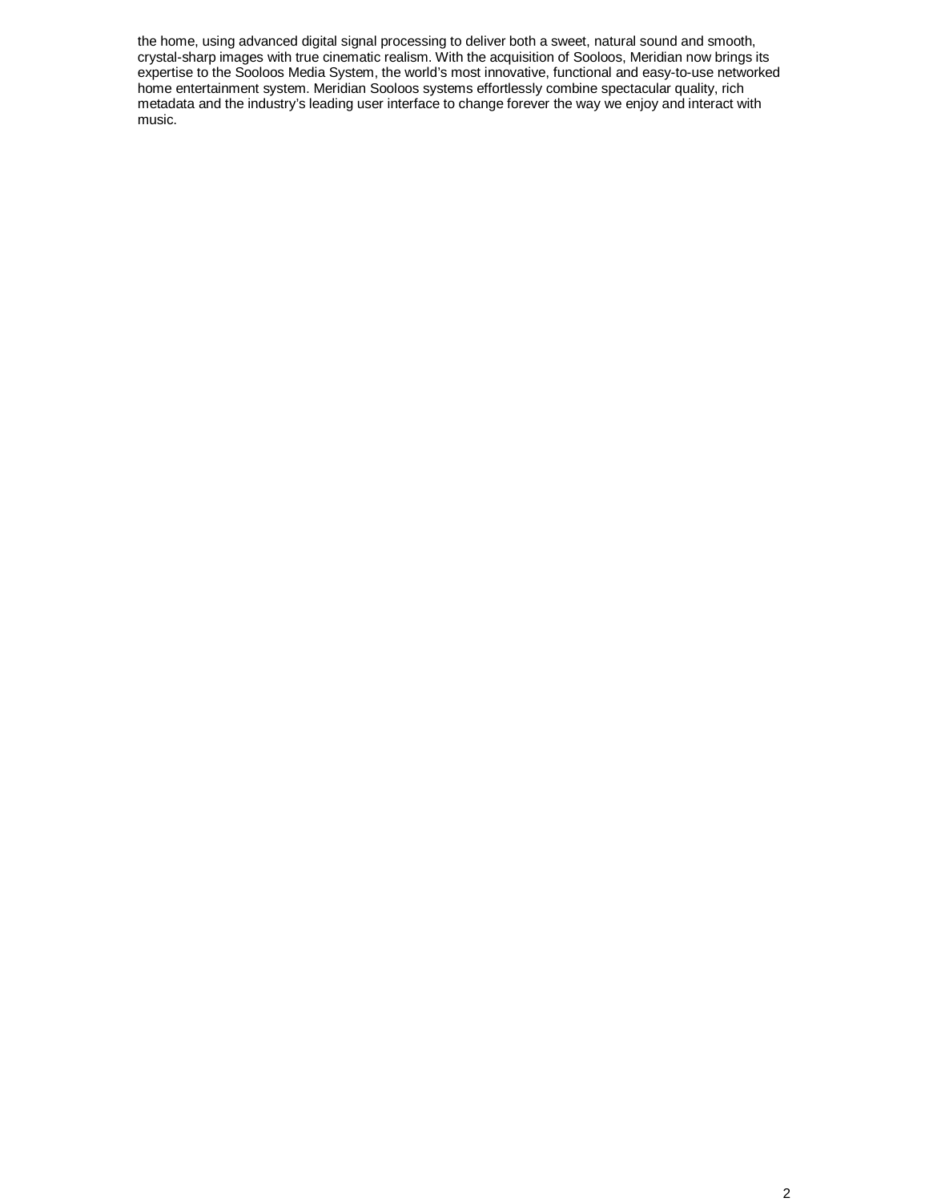the home, using advanced digital signal processing to deliver both a sweet, natural sound and smooth, crystal-sharp images with true cinematic realism. With the acquisition of Sooloos, Meridian now brings its expertise to the Sooloos Media System, the world's most innovative, functional and easy-to-use networked home entertainment system. Meridian Sooloos systems effortlessly combine spectacular quality, rich metadata and the industry's leading user interface to change forever the way we enjoy and interact with music.